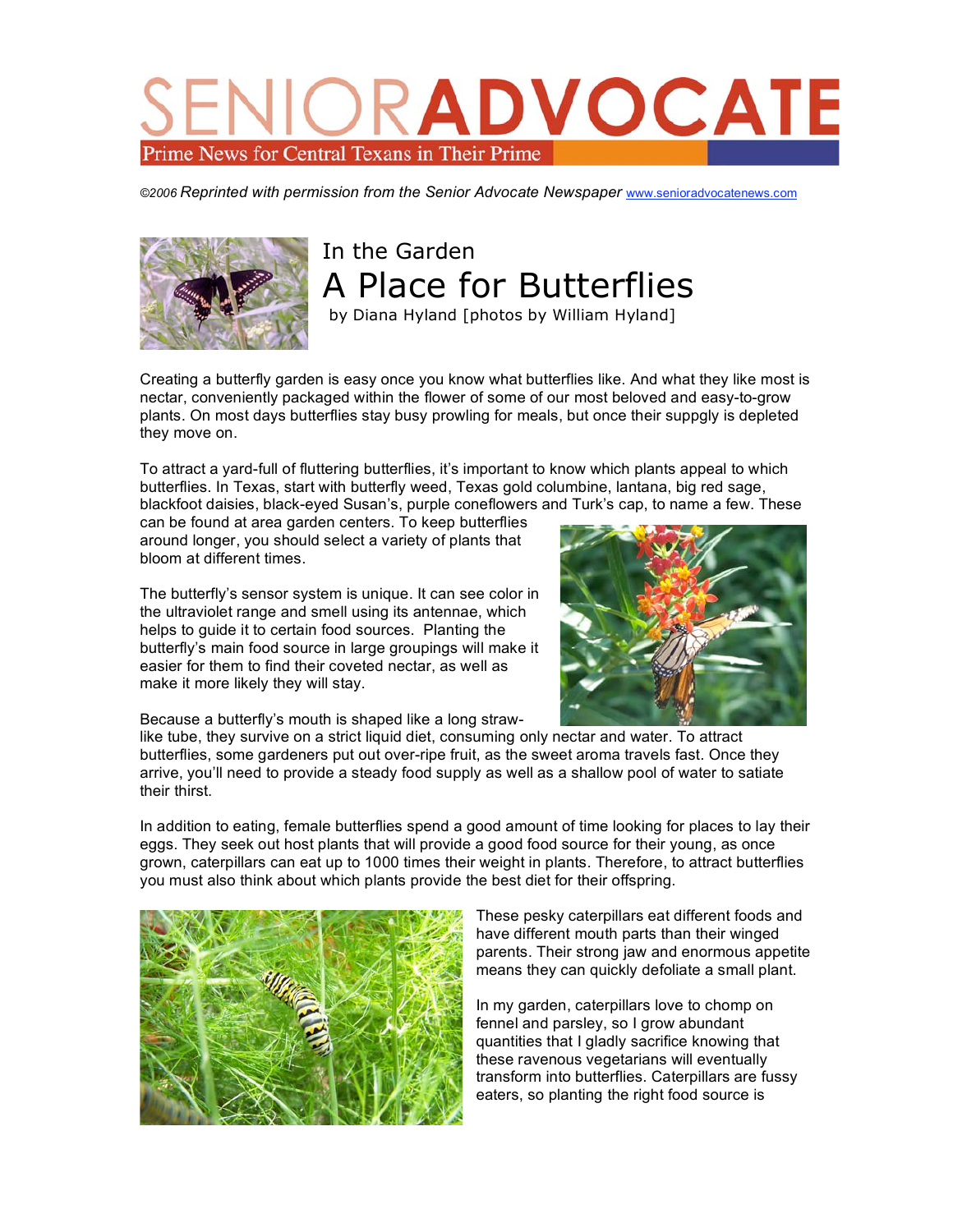# SENIOR ADVOCATE

Prime News for Central Texans in Their Prime

*©2006 Reprinted with permission from the Senior Advocate Newspaper* www.senioradvocatenews.com

## In the Garden

# A Place for Butterflies

by Diana Hyland [photos by William Hyland]

Creating a butterfly garden is easy once you know what butterflies like. And what they like most is nectar, conveniently packaged within the flower of some of our most beloved and easy-to-grow plants. On most days butterflies stay busy prowling for meals, but once their suppgly is depleted they move on.

To attract a yard-full of fluttering butterflies, it's important to know which plants appeal to which butterflies. In Texas, start with butterfly weed, Texas gold columbine, lantana, big red sage, blackfoot daisies, black-eyed Susan's, purple coneflowers and Turk's cap, to name a few. These can be found at area garden centers. To keep butterflies around longer, you should select a variety of plants that bloom at different times.

The butterfly's sensor system is unique. It can see color in the ultraviolet range and smell using its antennae, which helps to guide it to certain food sources. Planting the butterfly's main food source in large groupings will make it easier for them to find their coveted nectar, as well as make it more likely they will stay.

Because a butterfly's mouth is shaped like a long straw-like tube, they survive on a strict liquid diet, consuming only nectar and water. To attract butterflies, some gardeners put out over-ripe fruit, as the sweet aroma travels fast. Once they arrive, you'll need to provide a steady food supply as well as a shallow pool of water to satiate their thirst.

In addition to eating, female butterflies spend a good amount of time looking for places to lay their eggs. They seek out host plants that will provide a good food source for their young, as once grown, caterpillars can eat up to 1000 times their weight in plants. Therefore, to attract butterflies you must also think about which plants provide the best diet for their offspring.

These pesky caterpillars eat different foods and have different mouth parts than their winged parents. Their strong jaw and enormous appetite means they can quickly defoliate a small plant.

In my garden, caterpillars love to chomp on fennel and parsley, so I grow abundant quantities that I gladly sacrifice knowing that these ravenous vegetarians will eventually transform into butterflies. Caterpillars are fussy eaters, so planting the right food source is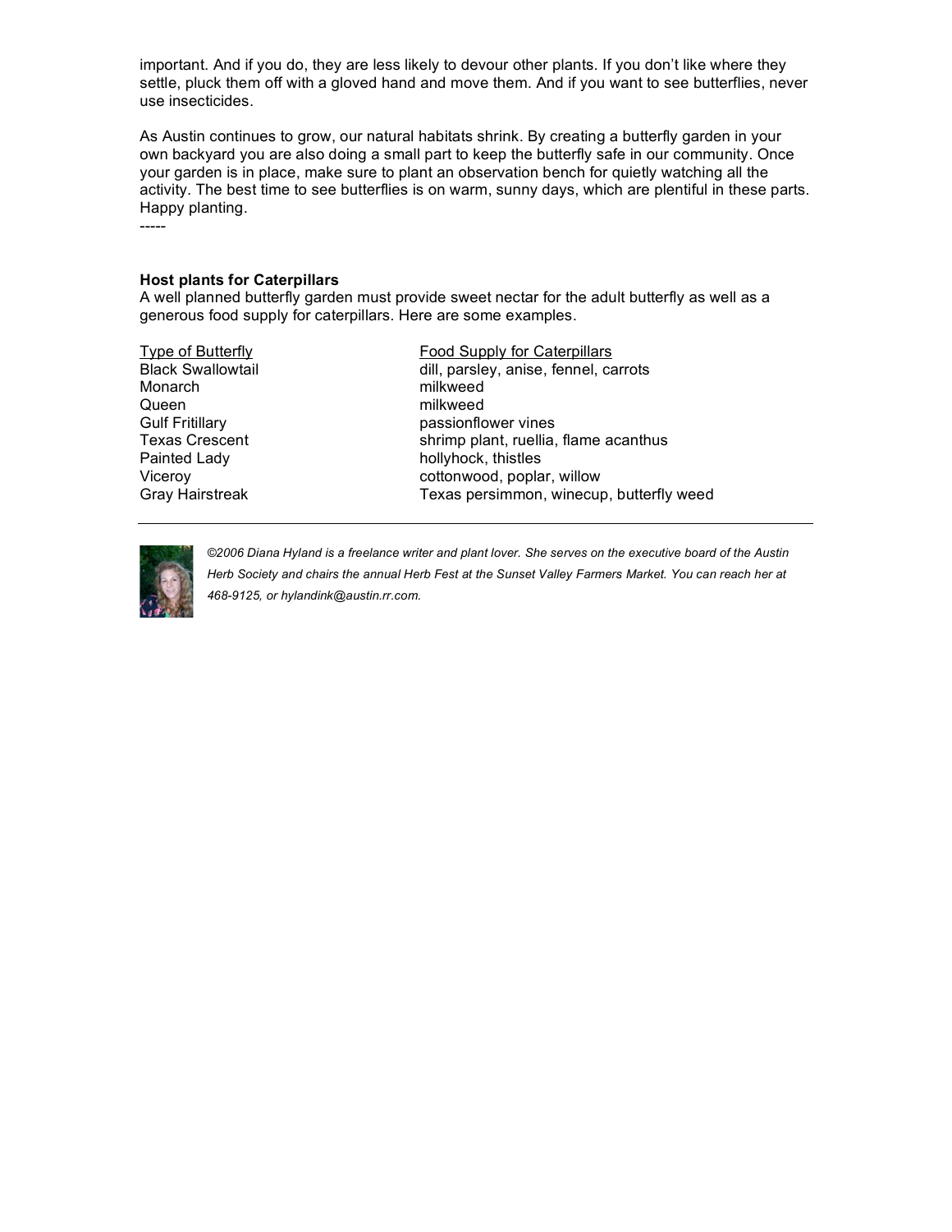important. And if you do, they are less likely to devour other plants. If you don't like where they settle, pluck them off with a gloved hand and move them. And if you want to see butterflies, never use insecticides.

As Austin continues to grow, our natural habitats shrink. By creating a butterfly garden in your own backyard you are also doing a small part to keep the butterfly safe in our community. Once your garden is in place, make sure to plant an observation bench for quietly watching all the activity. The best time to see butterflies is on warm, sunny days, which are plentiful in these parts. Happy planting.

-----

**Host plants for Caterpillars**

A well planned butterfly garden must provide sweet nectar for the adult butterfly as well as a generous food supply for caterpillars. Here are some examples.

| Type of Butterfly | Food Supply for Caterpillars |
|---|---|
| Black Swallowtail | dill, parsley, anise, fennel, carrots |
| Monarch | milkweed |
| Queen | milkweed |
| Gulf Fritillary | passionflower vines |
| Texas Crescent | shrimp plant, ruellia, flame acanthus |
| Painted Lady | hollyhock, thistles |
| Viceroy | cottonwood, poplar, willow |
| Gray Hairstreak | Texas persimmon, winecup, butterfly weed |

---

*©2006 Diana Hyland is a freelance writer and plant lover. She serves on the executive board of the Austin Herb Society and chairs the annual Herb Fest at the Sunset Valley Farmers Market. You can reach her at 468-9125, or hylandink@austin.rr.com.*